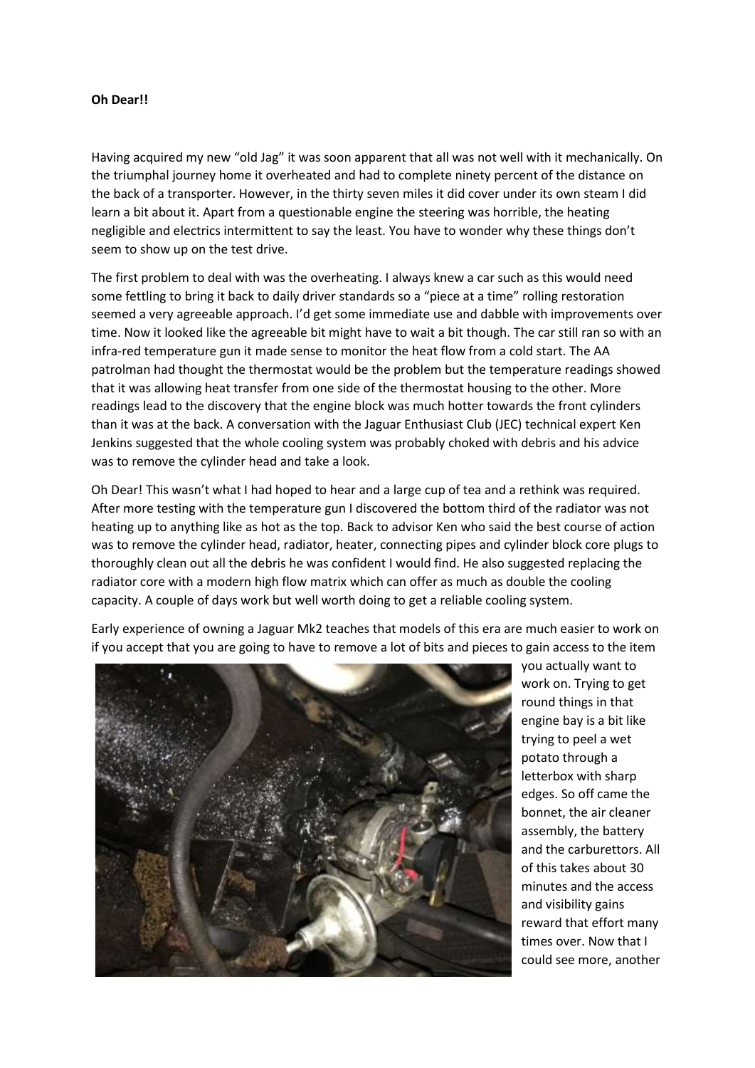**Oh Dear!!**

Having acquired my new "old Jag" it was soon apparent that all was not well with it mechanically. On the triumphal journey home it overheated and had to complete ninety percent of the distance on the back of a transporter. However, in the thirty seven miles it did cover under its own steam I did learn a bit about it. Apart from a questionable engine the steering was horrible, the heating negligible and electrics intermittent to say the least. You have to wonder why these things don't seem to show up on the test drive.

The first problem to deal with was the overheating. I always knew a car such as this would need some fettling to bring it back to daily driver standards so a "piece at a time" rolling restoration seemed a very agreeable approach. I'd get some immediate use and dabble with improvements over time. Now it looked like the agreeable bit might have to wait a bit though. The car still ran so with an infra-red temperature gun it made sense to monitor the heat flow from a cold start. The AA patrolman had thought the thermostat would be the problem but the temperature readings showed that it was allowing heat transfer from one side of the thermostat housing to the other. More readings lead to the discovery that the engine block was much hotter towards the front cylinders than it was at the back. A conversation with the Jaguar Enthusiast Club (JEC) technical expert Ken Jenkins suggested that the whole cooling system was probably choked with debris and his advice was to remove the cylinder head and take a look.

Oh Dear! This wasn't what I had hoped to hear and a large cup of tea and a rethink was required. After more testing with the temperature gun I discovered the bottom third of the radiator was not heating up to anything like as hot as the top. Back to advisor Ken who said the best course of action was to remove the cylinder head, radiator, heater, connecting pipes and cylinder block core plugs to thoroughly clean out all the debris he was confident I would find. He also suggested replacing the radiator core with a modern high flow matrix which can offer as much as double the cooling capacity. A couple of days work but well worth doing to get a reliable cooling system.

Early experience of owning a Jaguar Mk2 teaches that models of this era are much easier to work on if you accept that you are going to have to remove a lot of bits and pieces to gain access to the item you actually want to work on. Trying to get round things in that engine bay is a bit like trying to peel a wet potato through a letterbox with sharp edges. So off came the bonnet, the air cleaner assembly, the battery and the carburettors. All of this takes about 30 minutes and the access and visibility gains reward that effort many times over. Now that I could see more, another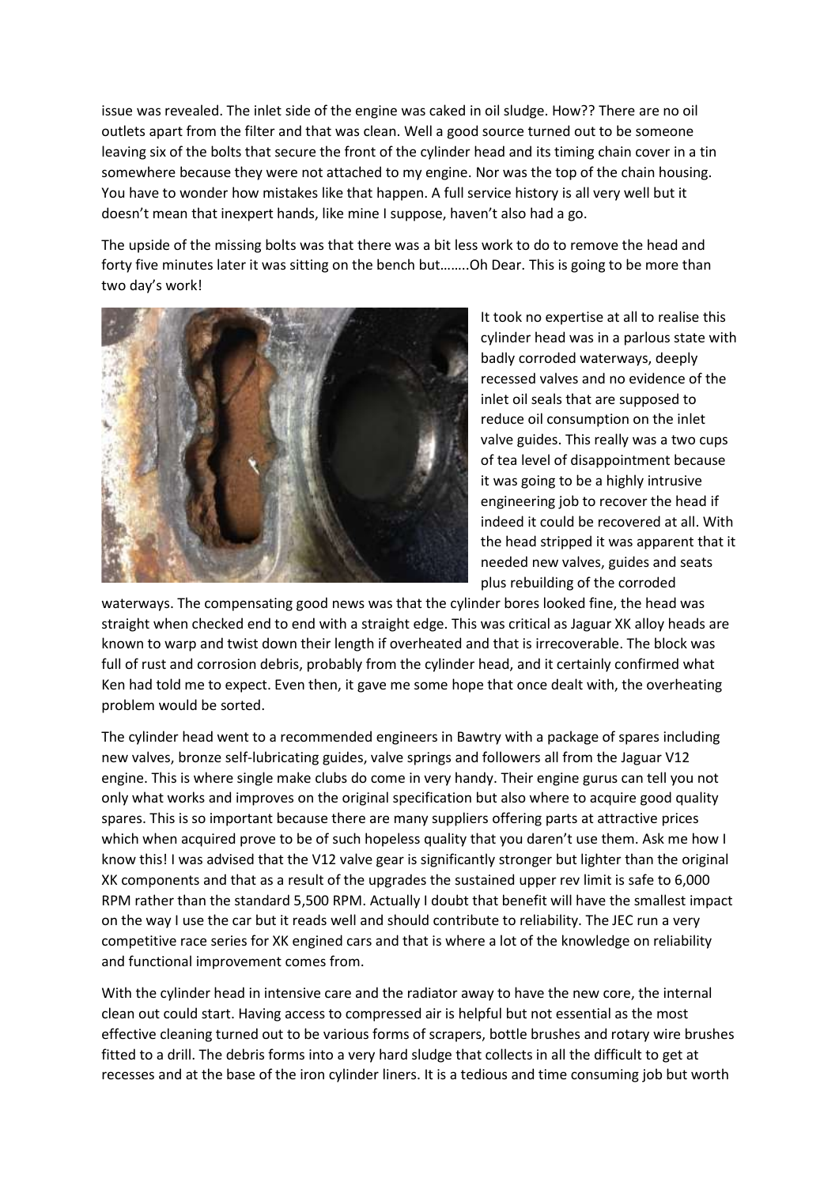issue was revealed. The inlet side of the engine was caked in oil sludge. How?? There are no oil outlets apart from the filter and that was clean. Well a good source turned out to be someone leaving six of the bolts that secure the front of the cylinder head and its timing chain cover in a tin somewhere because they were not attached to my engine. Nor was the top of the chain housing. You have to wonder how mistakes like that happen. A full service history is all very well but it doesn't mean that inexpert hands, like mine I suppose, haven't also had a go.

The upside of the missing bolts was that there was a bit less work to do to remove the head and forty five minutes later it was sitting on the bench but……..Oh Dear. This is going to be more than two day's work!

It took no expertise at all to realise this cylinder head was in a parlous state with badly corroded waterways, deeply recessed valves and no evidence of the inlet oil seals that are supposed to reduce oil consumption on the inlet valve guides. This really was a two cups of tea level of disappointment because it was going to be a highly intrusive engineering job to recover the head if indeed it could be recovered at all. With the head stripped it was apparent that it needed new valves, guides and seats plus rebuilding of the corroded waterways. The compensating good news was that the cylinder bores looked fine, the head was straight when checked end to end with a straight edge. This was critical as Jaguar XK alloy heads are known to warp and twist down their length if overheated and that is irrecoverable. The block was full of rust and corrosion debris, probably from the cylinder head, and it certainly confirmed what Ken had told me to expect. Even then, it gave me some hope that once dealt with, the overheating problem would be sorted.

The cylinder head went to a recommended engineers in Bawtry with a package of spares including new valves, bronze self-lubricating guides, valve springs and followers all from the Jaguar V12 engine. This is where single make clubs do come in very handy. Their engine gurus can tell you not only what works and improves on the original specification but also where to acquire good quality spares. This is so important because there are many suppliers offering parts at attractive prices which when acquired prove to be of such hopeless quality that you daren't use them. Ask me how I know this! I was advised that the V12 valve gear is significantly stronger but lighter than the original XK components and that as a result of the upgrades the sustained upper rev limit is safe to 6,000 RPM rather than the standard 5,500 RPM. Actually I doubt that benefit will have the smallest impact on the way I use the car but it reads well and should contribute to reliability. The JEC run a very competitive race series for XK engined cars and that is where a lot of the knowledge on reliability and functional improvement comes from.

With the cylinder head in intensive care and the radiator away to have the new core, the internal clean out could start. Having access to compressed air is helpful but not essential as the most effective cleaning turned out to be various forms of scrapers, bottle brushes and rotary wire brushes fitted to a drill. The debris forms into a very hard sludge that collects in all the difficult to get at recesses and at the base of the iron cylinder liners. It is a tedious and time consuming job but worth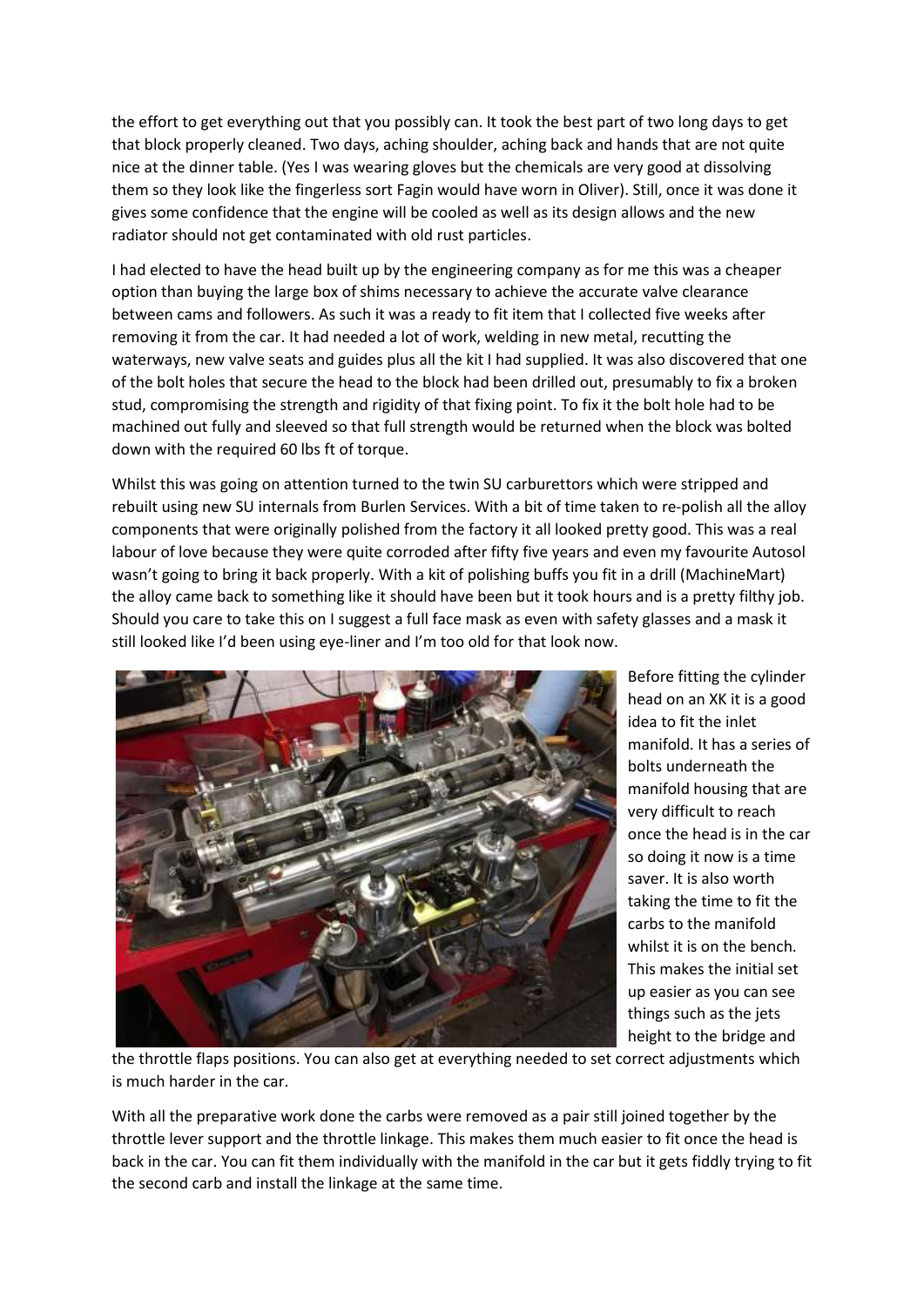the effort to get everything out that you possibly can. It took the best part of two long days to get that block properly cleaned. Two days, aching shoulder, aching back and hands that are not quite nice at the dinner table. (Yes I was wearing gloves but the chemicals are very good at dissolving them so they look like the fingerless sort Fagin would have worn in Oliver). Still, once it was done it gives some confidence that the engine will be cooled as well as its design allows and the new radiator should not get contaminated with old rust particles.

I had elected to have the head built up by the engineering company as for me this was a cheaper option than buying the large box of shims necessary to achieve the accurate valve clearance between cams and followers. As such it was a ready to fit item that I collected five weeks after removing it from the car. It had needed a lot of work, welding in new metal, recutting the waterways, new valve seats and guides plus all the kit I had supplied. It was also discovered that one of the bolt holes that secure the head to the block had been drilled out, presumably to fix a broken stud, compromising the strength and rigidity of that fixing point. To fix it the bolt hole had to be machined out fully and sleeved so that full strength would be returned when the block was bolted down with the required 60 lbs ft of torque.

Whilst this was going on attention turned to the twin SU carburettors which were stripped and rebuilt using new SU internals from Burlen Services. With a bit of time taken to re-polish all the alloy components that were originally polished from the factory it all looked pretty good. This was a real labour of love because they were quite corroded after fifty five years and even my favourite Autosol wasn't going to bring it back properly. With a kit of polishing buffs you fit in a drill (MachineMart) the alloy came back to something like it should have been but it took hours and is a pretty filthy job. Should you care to take this on I suggest a full face mask as even with safety glasses and a mask it still looked like I'd been using eye-liner and I'm too old for that look now.

Before fitting the cylinder head on an XK it is a good idea to fit the inlet manifold. It has a series of bolts underneath the manifold housing that are very difficult to reach once the head is in the car so doing it now is a time saver. It is also worth taking the time to fit the carbs to the manifold whilst it is on the bench. This makes the initial set up easier as you can see things such as the jets height to the bridge and the throttle flaps positions. You can also get at everything needed to set correct adjustments which is much harder in the car.

With all the preparative work done the carbs were removed as a pair still joined together by the throttle lever support and the throttle linkage. This makes them much easier to fit once the head is back in the car. You can fit them individually with the manifold in the car but it gets fiddly trying to fit the second carb and install the linkage at the same time.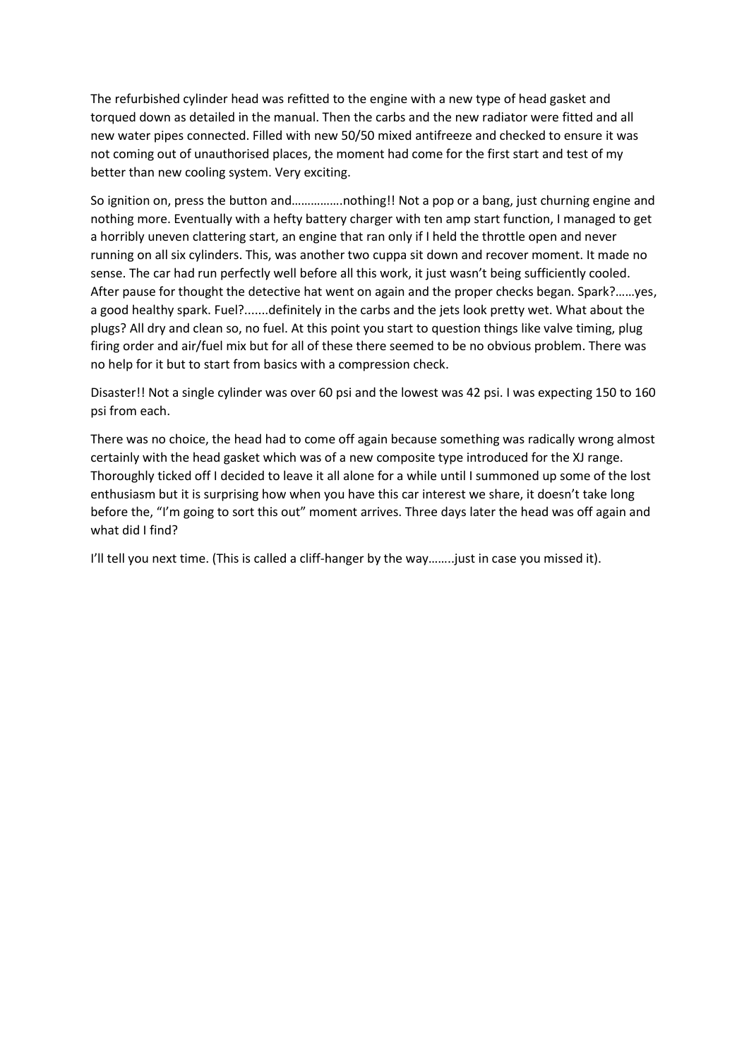The refurbished cylinder head was refitted to the engine with a new type of head gasket and torqued down as detailed in the manual. Then the carbs and the new radiator were fitted and all new water pipes connected. Filled with new 50/50 mixed antifreeze and checked to ensure it was not coming out of unauthorised places, the moment had come for the first start and test of my better than new cooling system. Very exciting.

So ignition on, press the button and……………nothing!! Not a pop or a bang, just churning engine and nothing more. Eventually with a hefty battery charger with ten amp start function, I managed to get a horribly uneven clattering start, an engine that ran only if I held the throttle open and never running on all six cylinders. This, was another two cuppa sit down and recover moment. It made no sense. The car had run perfectly well before all this work, it just wasn't being sufficiently cooled. After pause for thought the detective hat went on again and the proper checks began. Spark?……yes, a good healthy spark. Fuel?.......definitely in the carbs and the jets look pretty wet. What about the plugs? All dry and clean so, no fuel. At this point you start to question things like valve timing, plug firing order and air/fuel mix but for all of these there seemed to be no obvious problem. There was no help for it but to start from basics with a compression check.

Disaster!! Not a single cylinder was over 60 psi and the lowest was 42 psi. I was expecting 150 to 160 psi from each.

There was no choice, the head had to come off again because something was radically wrong almost certainly with the head gasket which was of a new composite type introduced for the XJ range. Thoroughly ticked off I decided to leave it all alone for a while until I summoned up some of the lost enthusiasm but it is surprising how when you have this car interest we share, it doesn't take long before the, "I'm going to sort this out" moment arrives. Three days later the head was off again and what did I find?

I'll tell you next time. (This is called a cliff-hanger by the way……..just in case you missed it).